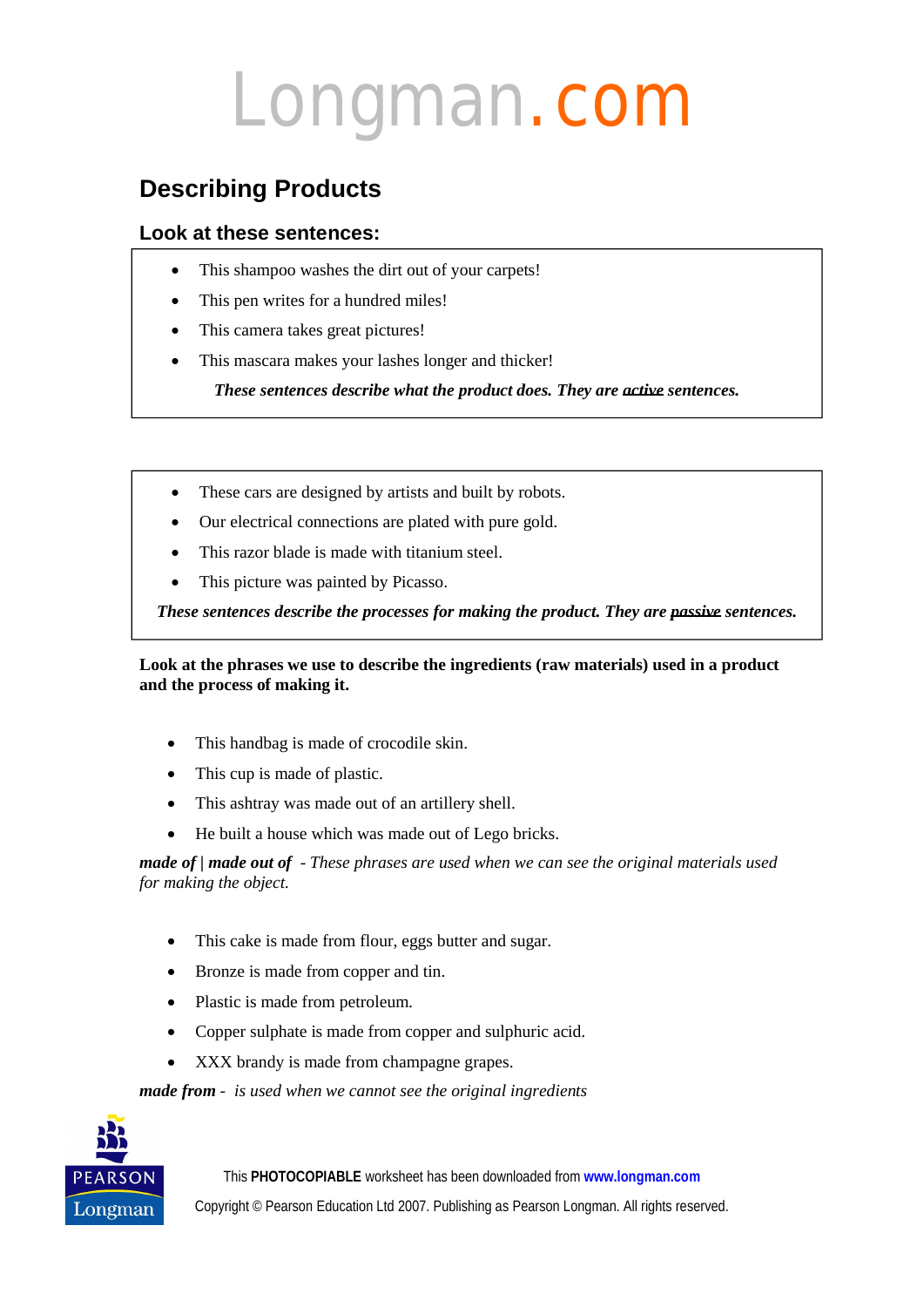# Longman.com

## Describing Products

### Look at these sentences:

- This shampoo washes the dirt out of your carpets!
- This pen writes for a hundred miles!
- This camera takes great pictures!
- This mascara makes your lashes longer and thicker!

***These sentences describe what the product does. They are <u>active</u> sentences.***

- These cars are designed by artists and built by robots.
- Our electrical connections are plated with pure gold.
- This razor blade is made with titanium steel.
- This picture was painted by Picasso.

***These sentences describe the processes for making the product. They are <u>passive</u> sentences.***

**Look at the phrases we use to describe the ingredients (raw materials) used in a product and the process of making it.**

- This handbag is made of crocodile skin.
- This cup is made of plastic.
- This ashtray was made out of an artillery shell.
- He built a house which was made out of Lego bricks.

***made of* | *made out of*** *- These phrases are used when we can see the original materials used for making the object.*

- This cake is made from flour, eggs butter and sugar.
- Bronze is made from copper and tin.
- Plastic is made from petroleum.
- Copper sulphate is made from copper and sulphuric acid.
- XXX brandy is made from champagne grapes.

***made from*** *- is used when we cannot see the original ingredients*

This **PHOTOCOPIABLE** worksheet has been downloaded from **www.longman.com**

Copyright © Pearson Education Ltd 2007. Publishing as Pearson Longman. All rights reserved.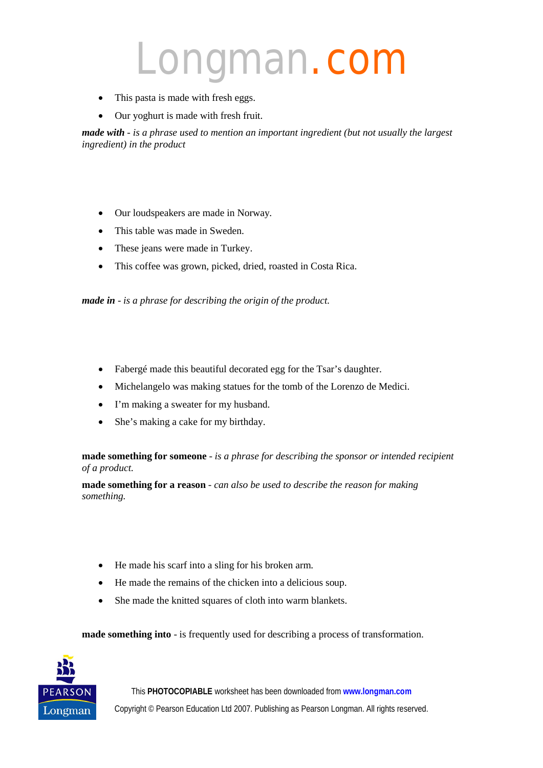- This pasta is made with fresh eggs.
- Our yoghurt is made with fresh fruit.

***made with*** *- is a phrase used to mention an important ingredient (but not usually the largest ingredient) in the product*

- Our loudspeakers are made in Norway.
- This table was made in Sweden.
- These jeans were made in Turkey.
- This coffee was grown, picked, dried, roasted in Costa Rica.

***made in*** *- is a phrase for describing the origin of the product.*

- Fabergé made this beautiful decorated egg for the Tsar's daughter.
- Michelangelo was making statues for the tomb of the Lorenzo de Medici.
- I'm making a sweater for my husband.
- She's making a cake for my birthday.

**made something for someone** - *is a phrase for describing the sponsor or intended recipient of a product.*

**made something for a reason** - *can also be used to describe the reason for making something.*

- He made his scarf into a sling for his broken arm.
- He made the remains of the chicken into a delicious soup.
- She made the knitted squares of cloth into warm blankets.

**made something into** - is frequently used for describing a process of transformation.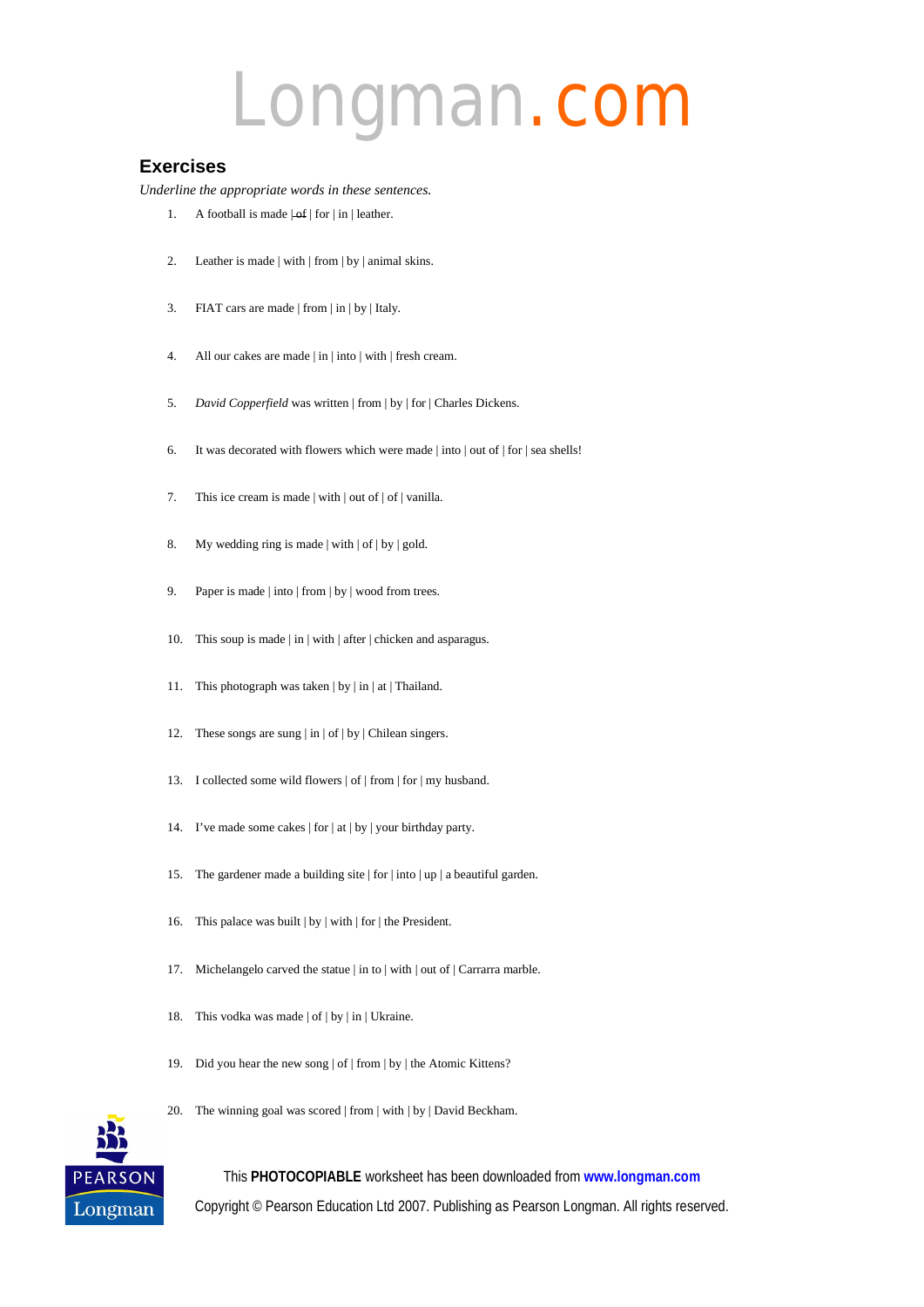# Longman.com

## Exercises

*Underline the appropriate words in these sentences.*

1. A football is made | ~~of~~ | for | in | leather.
2. Leather is made | with | from | by | animal skins.
3. FIAT cars are made | from | in | by | Italy.
4. All our cakes are made | in | into | with | fresh cream.
5. *David Copperfield* was written | from | by | for | Charles Dickens.
6. It was decorated with flowers which were made | into | out of | for | sea shells!
7. This ice cream is made | with | out of | of | vanilla.
8. My wedding ring is made | with | of | by | gold.
9. Paper is made | into | from | by | wood from trees.
10. This soup is made | in | with | after | chicken and asparagus.
11. This photograph was taken | by | in | at | Thailand.
12. These songs are sung | in | of | by | Chilean singers.
13. I collected some wild flowers | of | from | for | my husband.
14. I've made some cakes | for | at | by | your birthday party.
15. The gardener made a building site | for | into | up | a beautiful garden.
16. This palace was built | by | with | for | the President.
17. Michelangelo carved the statue | in to | with | out of | Carrarra marble.
18. This vodka was made | of | by | in | Ukraine.
19. Did you hear the new song | of | from | by | the Atomic Kittens?
20. The winning goal was scored | from | with | by | David Beckham.

This **PHOTOCOPIABLE** worksheet has been downloaded from **www.longman.com**

Copyright © Pearson Education Ltd 2007. Publishing as Pearson Longman. All rights reserved.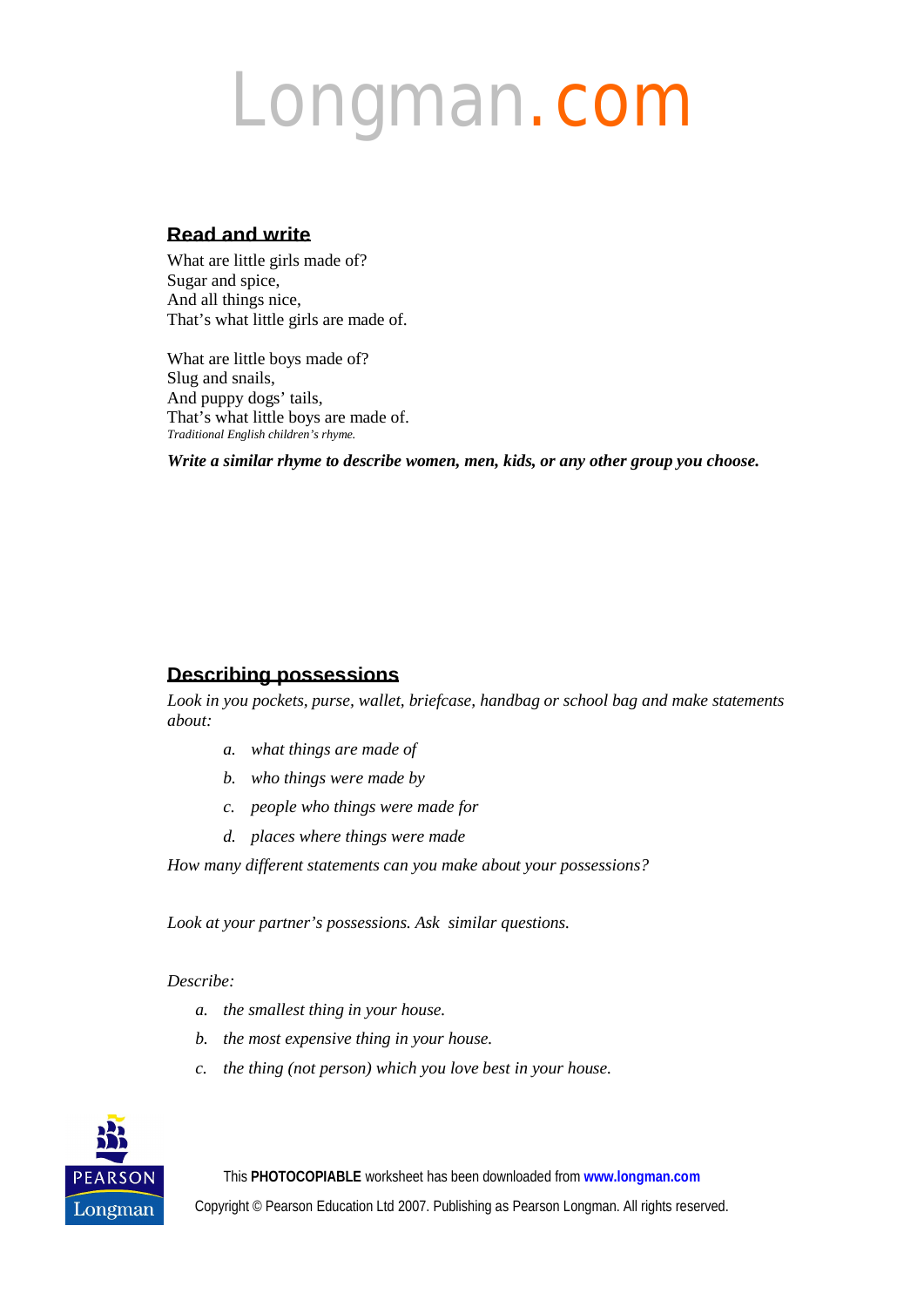## Read and write

What are little girls made of?
Sugar and spice,
And all things nice,
That's what little girls are made of.

What are little boys made of?
Slug and snails,
And puppy dogs' tails,
That's what little boys are made of.
*Traditional English children's rhyme.*

***Write a similar rhyme to describe women, men, kids, or any other group you choose.***

## Describing possessions

*Look in you pockets, purse, wallet, briefcase, handbag or school bag and make statements about:*

- *a. what things are made of*
- *b. who things were made by*
- *c. people who things were made for*
- *d. places where things were made*

*How many different statements can you make about your possessions?*

*Look at your partner's possessions. Ask similar questions.*

*Describe:*

- *a. the smallest thing in your house.*
- *b. the most expensive thing in your house.*
- *c. the thing (not person) which you love best in your house.*

This **PHOTOCOPIABLE** worksheet has been downloaded from **www.longman.com**

Copyright © Pearson Education Ltd 2007. Publishing as Pearson Longman. All rights reserved.